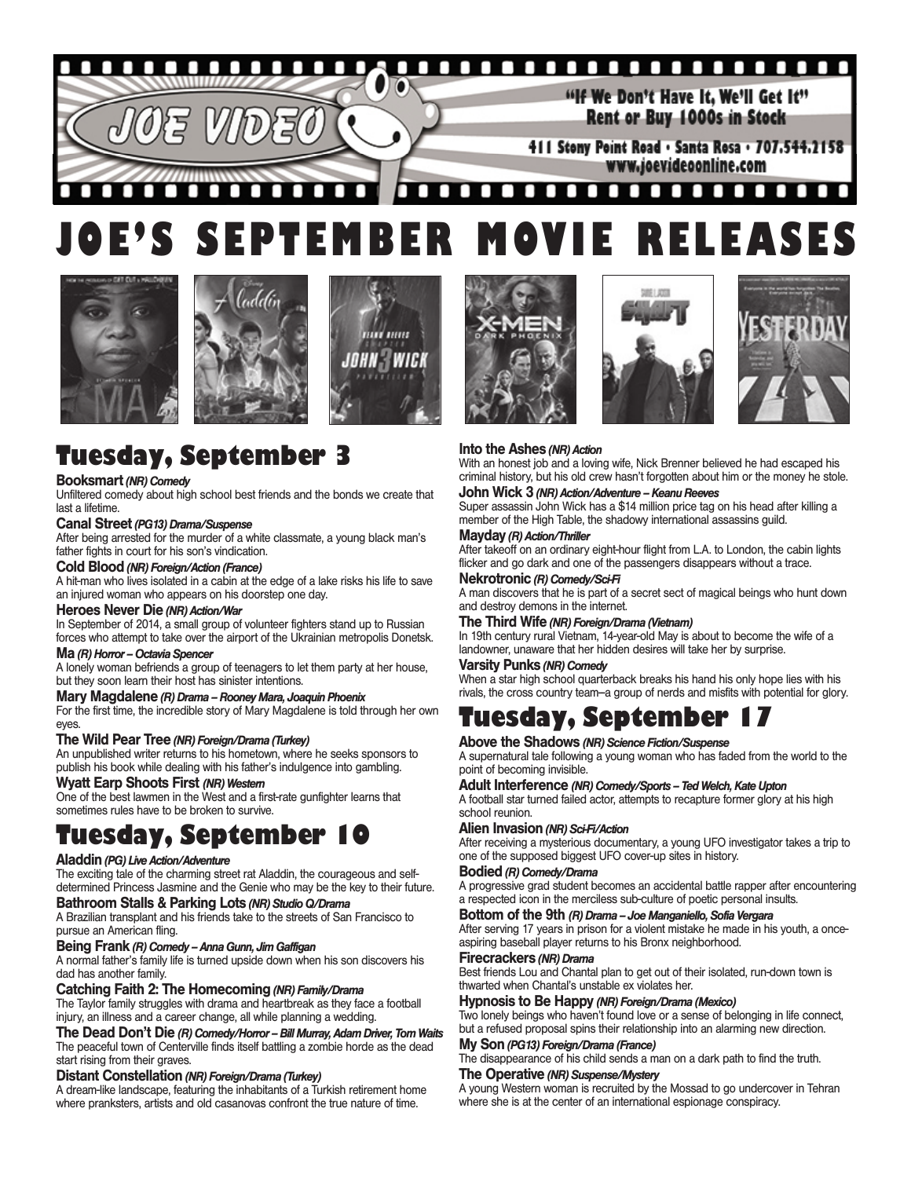JOE VIDEO

"If We Don't Have It, We'll Get It"
Rent or Buy 1000s in Stock

411 Stony Point Road • Santa Rosa • 707.544.2158
www.joevideoonline.com

# JOE'S SEPTEMBER MOVIE RELEASES

## Tuesday, September 3

**Booksmart** *(NR) Comedy*
Unfiltered comedy about high school best friends and the bonds we create that last a lifetime.

**Canal Street** *(PG13) Drama/Suspense*
After being arrested for the murder of a white classmate, a young black man's father fights in court for his son's vindication.

**Cold Blood** *(NR) Foreign/Action (France)*
A hit-man who lives isolated in a cabin at the edge of a lake risks his life to save an injured woman who appears on his doorstep one day.

**Heroes Never Die** *(NR) Action/War*
In September of 2014, a small group of volunteer fighters stand up to Russian forces who attempt to take over the airport of the Ukrainian metropolis Donetsk.

**Ma** *(R) Horror – Octavia Spencer*
A lonely woman befriends a group of teenagers to let them party at her house, but they soon learn their host has sinister intentions.

**Mary Magdalene** *(R) Drama – Rooney Mara, Joaquin Phoenix*
For the first time, the incredible story of Mary Magdalene is told through her own eyes.

**The Wild Pear Tree** *(NR) Foreign/Drama (Turkey)*
An unpublished writer returns to his hometown, where he seeks sponsors to publish his book while dealing with his father's indulgence into gambling.

**Wyatt Earp Shoots First** *(NR) Western*
One of the best lawmen in the West and a first-rate gunfighter learns that sometimes rules have to be broken to survive.

## Tuesday, September 10

**Aladdin** *(PG) Live Action/Adventure*
The exciting tale of the charming street rat Aladdin, the courageous and self-determined Princess Jasmine and the Genie who may be the key to their future.

**Bathroom Stalls & Parking Lots** *(NR) Studio Q/Drama*
A Brazilian transplant and his friends take to the streets of San Francisco to pursue an American fling.

**Being Frank** *(R) Comedy – Anna Gunn, Jim Gaffigan*
A normal father's family life is turned upside down when his son discovers his dad has another family.

**Catching Faith 2: The Homecoming** *(NR) Family/Drama*
The Taylor family struggles with drama and heartbreak as they face a football injury, an illness and a career change, all while planning a wedding.

**The Dead Don't Die** *(R) Comedy/Horror – Bill Murray, Adam Driver, Tom Waits*
The peaceful town of Centerville finds itself battling a zombie horde as the dead start rising from their graves.

**Distant Constellation** *(NR) Foreign/Drama (Turkey)*
A dream-like landscape, featuring the inhabitants of a Turkish retirement home where pranksters, artists and old casanovas confront the true nature of time.

**Into the Ashes** *(NR) Action*
With an honest job and a loving wife, Nick Brenner believed he had escaped his criminal history, but his old crew hasn't forgotten about him or the money he stole.

**John Wick 3** *(NR) Action/Adventure – Keanu Reeves*
Super assassin John Wick has a $14 million price tag on his head after killing a member of the High Table, the shadowy international assassins guild.

**Mayday** *(R) Action/Thriller*
After takeoff on an ordinary eight-hour flight from L.A. to London, the cabin lights flicker and go dark and one of the passengers disappears without a trace.

**Nekrotronic** *(R) Comedy/Sci-Fi*
A man discovers that he is part of a secret sect of magical beings who hunt down and destroy demons in the internet.

**The Third Wife** *(NR) Foreign/Drama (Vietnam)*
In 19th century rural Vietnam, 14-year-old May is about to become the wife of a landowner, unaware that her hidden desires will take her by surprise.

**Varsity Punks** *(NR) Comedy*
When a star high school quarterback breaks his hand his only hope lies with his rivals, the cross country team–a group of nerds and misfits with potential for glory.

## Tuesday, September 17

**Above the Shadows** *(NR) Science Fiction/Suspense*
A supernatural tale following a young woman who has faded from the world to the point of becoming invisible.

**Adult Interference** *(NR) Comedy/Sports – Ted Welch, Kate Upton*
A football star turned failed actor, attempts to recapture former glory at his high school reunion.

**Alien Invasion** *(NR) Sci-Fi/Action*
After receiving a mysterious documentary, a young UFO investigator takes a trip to one of the supposed biggest UFO cover-up sites in history.

**Bodied** *(R) Comedy/Drama*
A progressive grad student becomes an accidental battle rapper after encountering a respected icon in the merciless sub-culture of poetic personal insults.

**Bottom of the 9th** *(R) Drama – Joe Manganiello, Sofia Vergara*
After serving 17 years in prison for a violent mistake he made in his youth, a once-aspiring baseball player returns to his Bronx neighborhood.

**Firecrackers** *(NR) Drama*
Best friends Lou and Chantal plan to get out of their isolated, run-down town is thwarted when Chantal's unstable ex violates her.

**Hypnosis to Be Happy** *(NR) Foreign/Drama (Mexico)*
Two lonely beings who haven't found love or a sense of belonging in life connect, but a refused proposal spins their relationship into an alarming new direction.

**My Son** *(PG13) Foreign/Drama (France)*
The disappearance of his child sends a man on a dark path to find the truth.

**The Operative** *(NR) Suspense/Mystery*
A young Western woman is recruited by the Mossad to go undercover in Tehran where she is at the center of an international espionage conspiracy.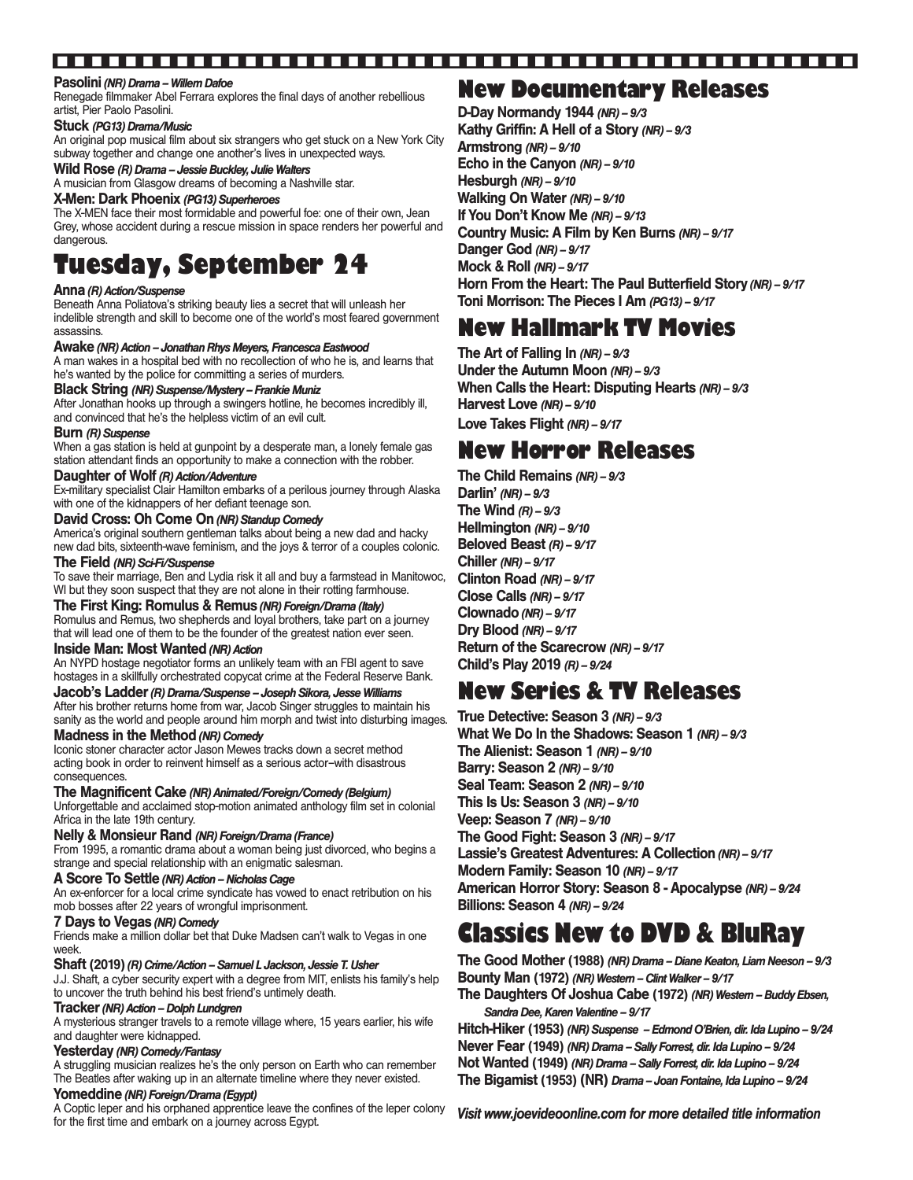**Pasolini** ***(NR) Drama – Willem Dafoe***
Renegade filmmaker Abel Ferrara explores the final days of another rebellious artist, Pier Paolo Pasolini.

**Stuck** ***(PG13) Drama/Music***
An original pop musical film about six strangers who get stuck on a New York City subway together and change one another's lives in unexpected ways.

**Wild Rose** ***(R) Drama – Jessie Buckley, Julie Walters***
A musician from Glasgow dreams of becoming a Nashville star.

**X-Men: Dark Phoenix** ***(PG13) Superheroes***
The X-MEN face their most formidable and powerful foe: one of their own, Jean Grey, whose accident during a rescue mission in space renders her powerful and dangerous.

# Tuesday, September 24

**Anna** ***(R) Action/Suspense***
Beneath Anna Poliatova's striking beauty lies a secret that will unleash her indelible strength and skill to become one of the world's most feared government assassins.

**Awake** ***(NR) Action – Jonathan Rhys Meyers, Francesca Eastwood***
A man wakes in a hospital bed with no recollection of who he is, and learns that he's wanted by the police for committing a series of murders.

**Black String** ***(NR) Suspense/Mystery – Frankie Muniz***
After Jonathan hooks up through a swingers hotline, he becomes incredibly ill, and convinced that he's the helpless victim of an evil cult.

**Burn** ***(R) Suspense***
When a gas station is held at gunpoint by a desperate man, a lonely female gas station attendant finds an opportunity to make a connection with the robber.

**Daughter of Wolf** ***(R) Action/Adventure***
Ex-military specialist Clair Hamilton embarks of a perilous journey through Alaska with one of the kidnappers of her defiant teenage son.

**David Cross: Oh Come On** ***(NR) Standup Comedy***
America's original southern gentleman talks about being a new dad and hacky new dad bits, sixteenth-wave feminism, and the joys & terror of a couples colonic.

**The Field** ***(NR) Sci-Fi/Suspense***
To save their marriage, Ben and Lydia risk it all and buy a farmstead in Manitowoc, WI but they soon suspect that they are not alone in their rotting farmhouse.

**The First King: Romulus & Remus** ***(NR) Foreign/Drama (Italy)***
Romulus and Remus, two shepherds and loyal brothers, take part on a journey that will lead one of them to be the founder of the greatest nation ever seen.

**Inside Man: Most Wanted** ***(NR) Action***
An NYPD hostage negotiator forms an unlikely team with an FBI agent to save hostages in a skillfully orchestrated copycat crime at the Federal Reserve Bank.

**Jacob's Ladder** ***(R) Drama/Suspense – Joseph Sikora, Jesse Williams***
After his brother returns home from war, Jacob Singer struggles to maintain his sanity as the world and people around him morph and twist into disturbing images.

**Madness in the Method** ***(NR) Comedy***
Iconic stoner character actor Jason Mewes tracks down a secret method acting book in order to reinvent himself as a serious actor–with disastrous consequences.

**The Magnificent Cake** ***(NR) Animated/Foreign/Comedy (Belgium)***
Unforgettable and acclaimed stop-motion animated anthology film set in colonial Africa in the late 19th century.

**Nelly & Monsieur Rand** ***(NR) Foreign/Drama (France)***
From 1995, a romantic drama about a woman being just divorced, who begins a strange and special relationship with an enigmatic salesman.

**A Score To Settle** ***(NR) Action – Nicholas Cage***
An ex-enforcer for a local crime syndicate has vowed to enact retribution on his mob bosses after 22 years of wrongful imprisonment.

**7 Days to Vegas** ***(NR) Comedy***
Friends make a million dollar bet that Duke Madsen can't walk to Vegas in one week.

**Shaft (2019)** ***(R) Crime/Action – Samuel L Jackson, Jessie T. Usher***
J.J. Shaft, a cyber security expert with a degree from MIT, enlists his family's help to uncover the truth behind his best friend's untimely death.

**Tracker** ***(NR) Action – Dolph Lundgren***
A mysterious stranger travels to a remote village where, 15 years earlier, his wife and daughter were kidnapped.

**Yesterday** ***(NR) Comedy/Fantasy***
A struggling musician realizes he's the only person on Earth who can remember The Beatles after waking up in an alternate timeline where they never existed.

**Yomeddine** ***(NR) Foreign/Drama (Egypt)***
A Coptic leper and his orphaned apprentice leave the confines of the leper colony for the first time and embark on a journey across Egypt.

## New Documentary Releases

**D-Day Normandy 1944** ***(NR) – 9/3***
**Kathy Griffin: A Hell of a Story** ***(NR) – 9/3***
**Armstrong** ***(NR) – 9/10***
**Echo in the Canyon** ***(NR) – 9/10***
**Hesburgh** ***(NR) – 9/10***
**Walking On Water** ***(NR) – 9/10***
**If You Don't Know Me** ***(NR) – 9/13***
**Country Music: A Film by Ken Burns** ***(NR) – 9/17***
**Danger God** ***(NR) – 9/17***
**Mock & Roll** ***(NR) – 9/17***
**Horn From the Heart: The Paul Butterfield Story** ***(NR) – 9/17***
**Toni Morrison: The Pieces I Am** ***(PG13) – 9/17***

## New Hallmark TV Movies

**The Art of Falling In** ***(NR) – 9/3***
**Under the Autumn Moon** ***(NR) – 9/3***
**When Calls the Heart: Disputing Hearts** ***(NR) – 9/3***
**Harvest Love** ***(NR) – 9/10***
**Love Takes Flight** ***(NR) – 9/17***

## New Horror Releases

**The Child Remains** ***(NR) – 9/3***
**Darlin'** ***(NR) – 9/3***
**The Wind** ***(R) – 9/3***
**Hellmington** ***(NR) – 9/10***
**Beloved Beast** ***(R) – 9/17***
**Chiller** ***(NR) – 9/17***
**Clinton Road** ***(NR) – 9/17***
**Close Calls** ***(NR) – 9/17***
**Clownado** ***(NR) – 9/17***
**Dry Blood** ***(NR) – 9/17***
**Return of the Scarecrow** ***(NR) – 9/17***
**Child's Play 2019** ***(R) – 9/24***

## New Series & TV Releases

**True Detective: Season 3** ***(NR) – 9/3***
**What We Do In the Shadows: Season 1** ***(NR) – 9/3***
**The Alienist: Season 1** ***(NR) – 9/10***
**Barry: Season 2** ***(NR) – 9/10***
**Seal Team: Season 2** ***(NR) – 9/10***
**This Is Us: Season 3** ***(NR) – 9/10***
**Veep: Season 7** ***(NR) – 9/10***
**The Good Fight: Season 3** ***(NR) – 9/17***
**Lassie's Greatest Adventures: A Collection** ***(NR) – 9/17***
**Modern Family: Season 10** ***(NR) – 9/17***
**American Horror Story: Season 8 - Apocalypse** ***(NR) – 9/24***
**Billions: Season 4** ***(NR) – 9/24***

## Classics New to DVD & BluRay

**The Good Mother (1988)** ***(NR) Drama – Diane Keaton, Liam Neeson – 9/3***
**Bounty Man (1972)** ***(NR) Western – Clint Walker – 9/17***
**The Daughters Of Joshua Cabe (1972)** ***(NR) Western – Buddy Ebsen, Sandra Dee, Karen Valentine – 9/17***
**Hitch-Hiker (1953)** ***(NR) Suspense – Edmond O'Brien, dir. Ida Lupino – 9/24***
**Never Fear (1949)** ***(NR) Drama – Sally Forrest, dir. Ida Lupino – 9/24***
**Not Wanted (1949)** ***(NR) Drama – Sally Forrest, dir. Ida Lupino – 9/24***
**The Bigamist (1953) (NR)** ***Drama – Joan Fontaine, Ida Lupino – 9/24***

***Visit www.joevideoonline.com for more detailed title information***